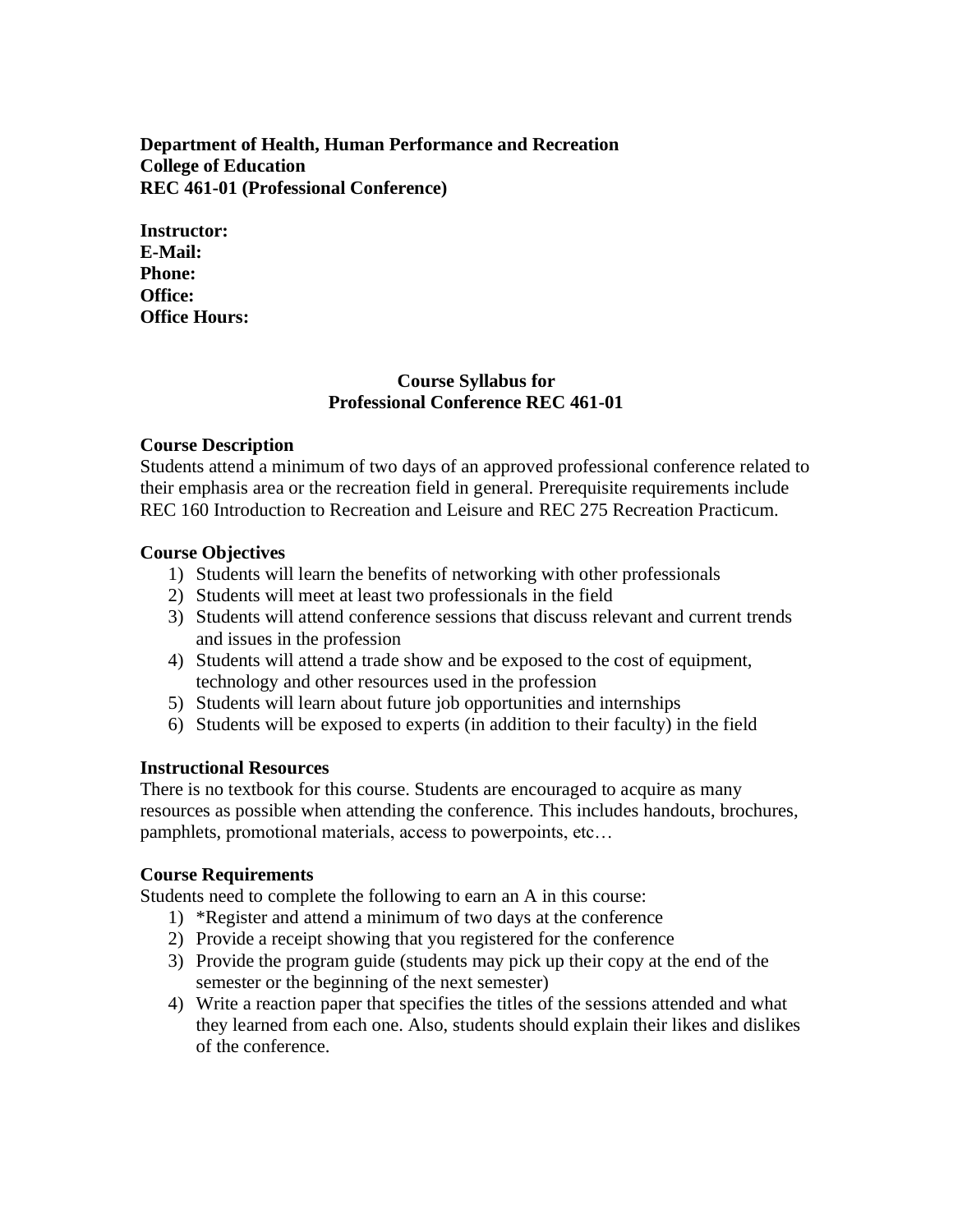**Department of Health, Human Performance and Recreation**
**College of Education**
**REC 461-01 (Professional Conference)**

**Instructor:**
**E-Mail:**
**Phone:**
**Office:**
**Office Hours:**

# Course Syllabus for Professional Conference REC 461-01

## Course Description

Students attend a minimum of two days of an approved professional conference related to their emphasis area or the recreation field in general. Prerequisite requirements include REC 160 Introduction to Recreation and Leisure and REC 275 Recreation Practicum.

## Course Objectives

1) Students will learn the benefits of networking with other professionals
2) Students will meet at least two professionals in the field
3) Students will attend conference sessions that discuss relevant and current trends and issues in the profession
4) Students will attend a trade show and be exposed to the cost of equipment, technology and other resources used in the profession
5) Students will learn about future job opportunities and internships
6) Students will be exposed to experts (in addition to their faculty) in the field

## Instructional Resources

There is no textbook for this course. Students are encouraged to acquire as many resources as possible when attending the conference. This includes handouts, brochures, pamphlets, promotional materials, access to powerpoints, etc…

## Course Requirements

Students need to complete the following to earn an A in this course:

1) *Register and attend a minimum of two days at the conference
2) Provide a receipt showing that you registered for the conference
3) Provide the program guide (students may pick up their copy at the end of the semester or the beginning of the next semester)
4) Write a reaction paper that specifies the titles of the sessions attended and what they learned from each one. Also, students should explain their likes and dislikes of the conference.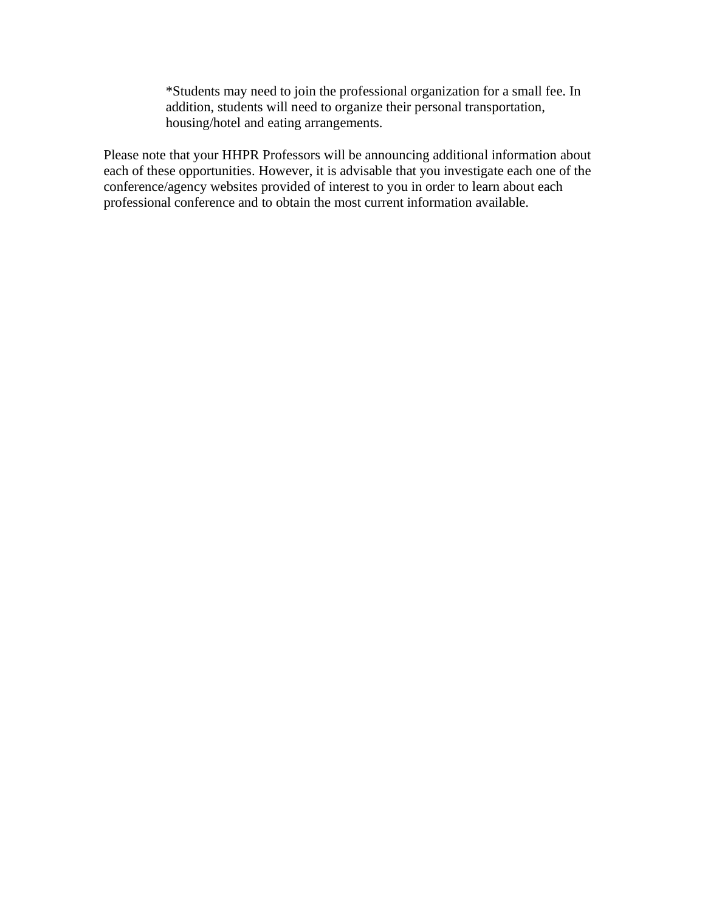*Students may need to join the professional organization for a small fee. In addition, students will need to organize their personal transportation, housing/hotel and eating arrangements.

Please note that your HHPR Professors will be announcing additional information about each of these opportunities. However, it is advisable that you investigate each one of the conference/agency websites provided of interest to you in order to learn about each professional conference and to obtain the most current information available.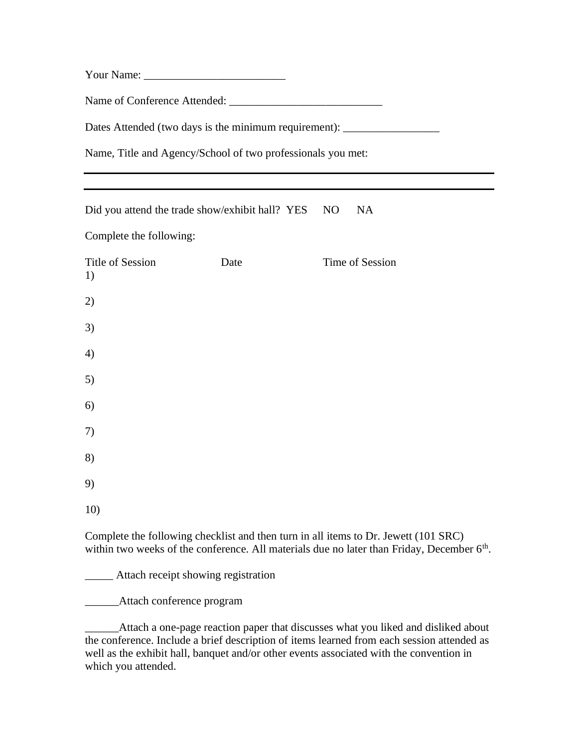Your Name: _________________________

Name of Conference Attended: ___________________________

Dates Attended (two days is the minimum requirement): _________________

Name, Title and Agency/School of two professionals you met:

---

---

Did you attend the trade show/exhibit hall? YES NO NA

Complete the following:

| Title of Session | Date | Time of Session |
| --- | --- | --- |
| 1) | | |
| 2) | | |
| 3) | | |
| 4) | | |
| 5) | | |
| 6) | | |
| 7) | | |
| 8) | | |
| 9) | | |
| 10) | | |

Complete the following checklist and then turn in all items to Dr. Jewett (101 SRC) within two weeks of the conference. All materials due no later than Friday, December 6th.

_____ Attach receipt showing registration

______Attach conference program

______Attach a one-page reaction paper that discusses what you liked and disliked about the conference. Include a brief description of items learned from each session attended as well as the exhibit hall, banquet and/or other events associated with the convention in which you attended.